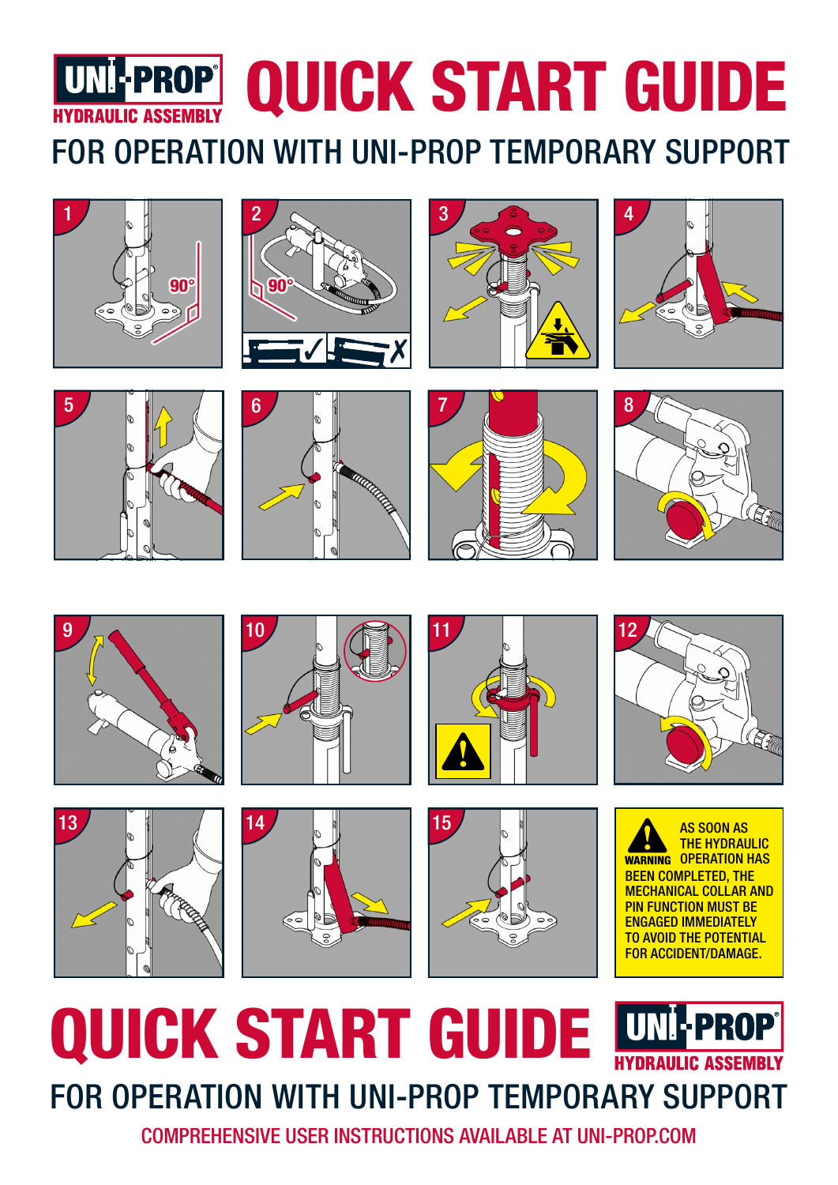# UNI-PROP HYDRAULIC ASSEMBLY QUICK START GUIDE

## FOR OPERATION WITH UNI-PROP TEMPORARY SUPPORT

1

90°

2

90°

3

4

5

6

7

8

9

10

11

12

13

14

15

**WARNING** AS SOON AS THE HYDRAULIC OPERATION HAS BEEN COMPLETED, THE MECHANICAL COLLAR AND PIN FUNCTION MUST BE ENGAGED IMMEDIATELY TO AVOID THE POTENTIAL FOR ACCIDENT/DAMAGE.

# QUICK START GUIDE UNI-PROP HYDRAULIC ASSEMBLY

## FOR OPERATION WITH UNI-PROP TEMPORARY SUPPORT

COMPREHENSIVE USER INSTRUCTIONS AVAILABLE AT UNI-PROP.COM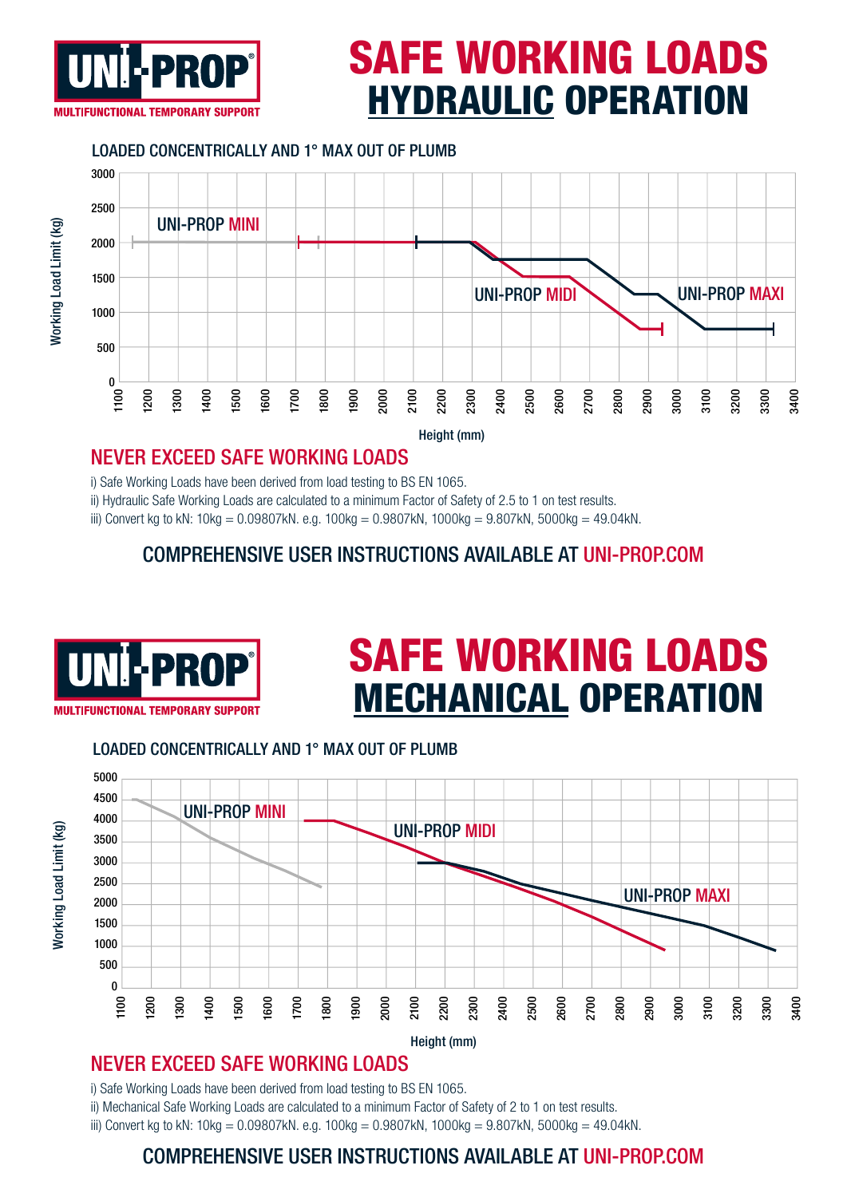UNI-PROP®
MULTIFUNCTIONAL TEMPORARY SUPPORT

# SAFE WORKING LOADS HYDRAULIC OPERATION

LOADED CONCENTRICALLY AND 1° MAX OUT OF PLUMB

Working Load Limit (kg)

3000
2500
2000
1500
1000
500
0

UNI-PROP MINI
UNI-PROP MIDI
UNI-PROP MAXI

1100 1200 1300 1400 1500 1600 1700 1800 1900 2000 2100 2200 2300 2400 2500 2600 2700 2800 2900 3000 3100 3200 3300 3400

Height (mm)

## NEVER EXCEED SAFE WORKING LOADS

i) Safe Working Loads have been derived from load testing to BS EN 1065.
ii) Hydraulic Safe Working Loads are calculated to a minimum Factor of Safety of 2.5 to 1 on test results.
iii) Convert kg to kN: 10kg = 0.09807kN. e.g. 100kg = 0.9807kN, 1000kg = 9.807kN, 5000kg = 49.04kN.

### COMPREHENSIVE USER INSTRUCTIONS AVAILABLE AT UNI-PROP.COM

UNI-PROP®
MULTIFUNCTIONAL TEMPORARY SUPPORT

# SAFE WORKING LOADS MECHANICAL OPERATION

LOADED CONCENTRICALLY AND 1° MAX OUT OF PLUMB

Working Load Limit (kg)

5000
4500
4000
3500
3000
2500
2000
1500
1000
500
0

UNI-PROP MINI
UNI-PROP MIDI
UNI-PROP MAXI

1100 1200 1300 1400 1500 1600 1700 1800 1900 2000 2100 2200 2300 2400 2500 2600 2700 2800 2900 3000 3100 3200 3300 3400

Height (mm)

## NEVER EXCEED SAFE WORKING LOADS

i) Safe Working Loads have been derived from load testing to BS EN 1065.
ii) Mechanical Safe Working Loads are calculated to a minimum Factor of Safety of 2 to 1 on test results.
iii) Convert kg to kN: 10kg = 0.09807kN. e.g. 100kg = 0.9807kN, 1000kg = 9.807kN, 5000kg = 49.04kN.

### COMPREHENSIVE USER INSTRUCTIONS AVAILABLE AT UNI-PROP.COM